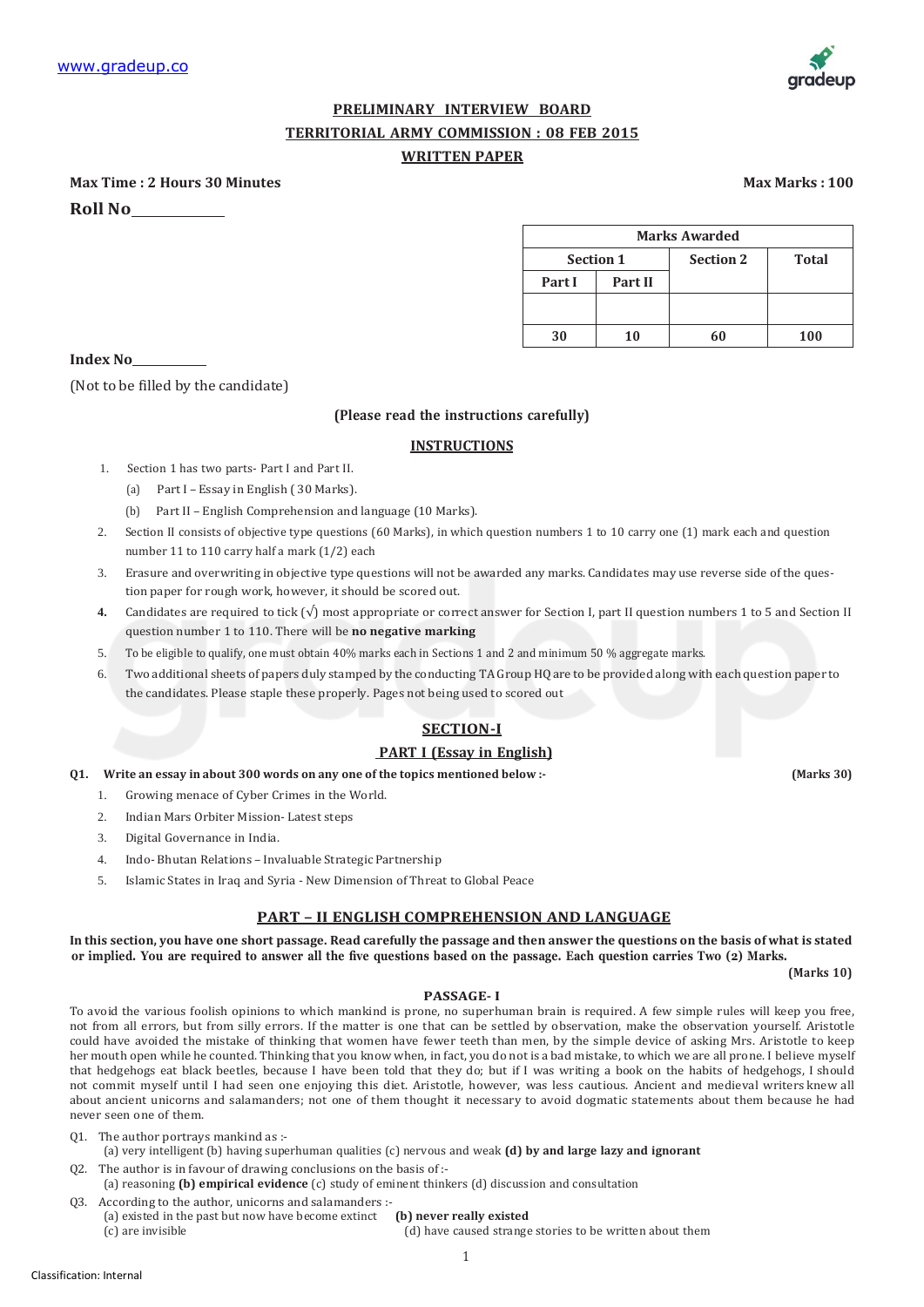## PRELIMINARY INTERVIEW BOARD

## TERRITORIAL ARMY COMMISSION : 08 FEB 2015

## WRITTEN PAPER

**Max Time : 2 Hours 30 Minutes** **Max Marks : 100**

**Roll No**\_\_\_\_\_\_\_\_\_\_\_\_

| Marks Awarded | | | |
|---|---|---|---|
| Section 1 | | Section 2 | Total |
| Part I | Part II | | |
| | | | |
| 30 | 10 | 60 | 100 |

**Index No**\_\_\_\_\_\_\_\_\_\_\_

(Not to be filled by the candidate)

**(Please read the instructions carefully)**

### INSTRUCTIONS

1. Section 1 has two parts- Part I and Part II.
   (a) Part I – Essay in English ( 30 Marks).
   (b) Part II – English Comprehension and language (10 Marks).
2. Section II consists of objective type questions (60 Marks), in which question numbers 1 to 10 carry one (1) mark each and question number 11 to 110 carry half a mark (1/2) each
3. Erasure and overwriting in objective type questions will not be awarded any marks. Candidates may use reverse side of the question paper for rough work, however, it should be scored out.
4. Candidates are required to tick (√) most appropriate or correct answer for Section I, part II question numbers 1 to 5 and Section II question number 1 to 110. There will be **no negative marking**
5. To be eligible to qualify, one must obtain 40% marks each in Sections 1 and 2 and minimum 50 % aggregate marks.
6. Two additional sheets of papers duly stamped by the conducting TA Group HQ are to be provided along with each question paper to the candidates. Please staple these properly. Pages not being used to scored out

## SECTION-I

### PART I (Essay in English)

**Q1. Write an essay in about 300 words on any one of the topics mentioned below :-** **(Marks 30)**

1. Growing menace of Cyber Crimes in the World.
2. Indian Mars Orbiter Mission- Latest steps
3. Digital Governance in India.
4. Indo- Bhutan Relations – Invaluable Strategic Partnership
5. Islamic States in Iraq and Syria - New Dimension of Threat to Global Peace

### PART – II ENGLISH COMPREHENSION AND LANGUAGE

**In this section, you have one short passage. Read carefully the passage and then answer the questions on the basis of what is stated or implied. You are required to answer all the five questions based on the passage. Each question carries Two (2) Marks.**

**(Marks 10)**

**PASSAGE- I**

To avoid the various foolish opinions to which mankind is prone, no superhuman brain is required. A few simple rules will keep you free, not from all errors, but from silly errors. If the matter is one that can be settled by observation, make the observation yourself. Aristotle could have avoided the mistake of thinking that women have fewer teeth than men, by the simple device of asking Mrs. Aristotle to keep her mouth open while he counted. Thinking that you know when, in fact, you do not is a bad mistake, to which we are all prone. I believe myself that hedgehogs eat black beetles, because I have been told that they do; but if I was writing a book on the habits of hedgehogs, I should not commit myself until I had seen one enjoying this diet. Aristotle, however, was less cautious. Ancient and medieval writers knew all about ancient unicorns and salamanders; not one of them thought it necessary to avoid dogmatic statements about them because he had never seen one of them.

Q1. The author portrays mankind as :-
(a) very intelligent (b) having superhuman qualities (c) nervous and weak **(d) by and large lazy and ignorant**

Q2. The author is in favour of drawing conclusions on the basis of :-
(a) reasoning **(b) empirical evidence** (c) study of eminent thinkers (d) discussion and consultation

Q3. According to the author, unicorns and salamanders :-
(a) existed in the past but now have become extinct **(b) never really existed**
(c) are invisible (d) have caused strange stories to be written about them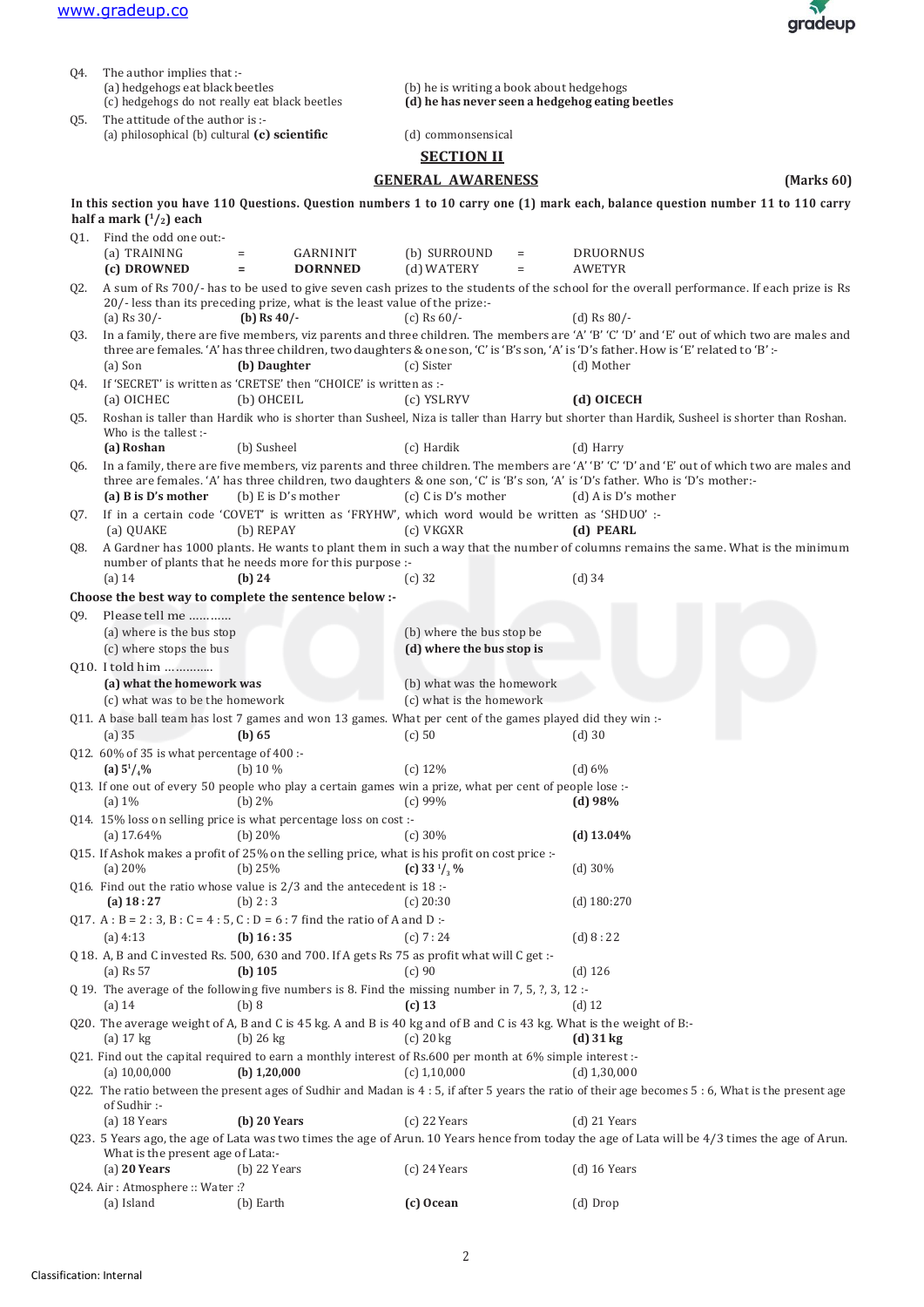Q4. The author implies that :-

(a) hedgehogs eat black beetles
(b) he is writing a book about hedgehogs
(c) hedgehogs do not really eat black beetles
**(d) he has never seen a hedgehog eating beetles**

Q5. The attitude of the author is :-

(a) philosophical (b) cultural **(c) scientific** (d) commonsensical

## SECTION II

## GENERAL AWARENESS (Marks 60)

**In this section you have 110 Questions. Question numbers 1 to 10 carry one (1) mark each, balance question number 11 to 110 carry half a mark ($^1/_2$) each**

Q1. Find the odd one out:-

(a) TRAINING = GARNINIT (b) SURROUND = DRUORNUS
**(c) DROWNED = DORNNED** (d) WATERY = AWETYR

Q2. A sum of Rs 700/- has to be used to give seven cash prizes to the students of the school for the overall performance. If each prize is Rs 20/- less than its preceding prize, what is the least value of the prize:-

(a) Rs 30/- **(b) Rs 40/-** (c) Rs 60/- (d) Rs 80/-

Q3. In a family, there are five members, viz parents and three children. The members are 'A' 'B' 'C' 'D' and 'E' out of which two are males and three are females. 'A' has three children, two daughters & one son, 'C' is 'B's son, 'A' is 'D's father. How is 'E' related to 'B' :-

(a) Son **(b) Daughter** (c) Sister (d) Mother

Q4. If 'SECRET' is written as 'CRETSE' then "CHOICE' is written as :-

(a) OICHEC (b) OHCEIL (c) YSLRYV **(d) OICECH**

Q5. Roshan is taller than Hardik who is shorter than Susheel, Niza is taller than Harry but shorter than Hardik, Susheel is shorter than Roshan. Who is the tallest :-

**(a) Roshan** (b) Susheel (c) Hardik (d) Harry

Q6. In a family, there are five members, viz parents and three children. The members are 'A' 'B' 'C' 'D' and 'E' out of which two are males and three are females. 'A' has three children, two daughters & one son, 'C' is 'B's son, 'A' is 'D's father. Who is 'D's mother:-

**(a) B is D's mother** (b) E is D's mother (c) C is D's mother (d) A is D's mother

Q7. If in a certain code 'COVET' is written as 'FRYHW', which word would be written as 'SHDUO' :-

(a) QUAKE (b) REPAY (c) VKGXR **(d) PEARL**

Q8. A Gardner has 1000 plants. He wants to plant them in such a way that the number of columns remains the same. What is the minimum number of plants that he needs more for this purpose :-

(a) 14 **(b) 24** (c) 32 (d) 34

**Choose the best way to complete the sentence below :-**

Q9. Please tell me …………

(a) where is the bus stop
(b) where the bus stop be
(c) where stops the bus
**(d) where the bus stop is**

Q10. I told him …………..

**(a) what the homework was**
(b) what was the homework
(c) what was to be the homework
(c) what is the homework

Q11. A base ball team has lost 7 games and won 13 games. What per cent of the games played did they win :-

(a) 35 **(b) 65** (c) 50 (d) 30

Q12. 60% of 35 is what percentage of 400 :-

**(a) $5^1/_4$%** (b) 10 % (c) 12% (d) 6%

Q13. If one out of every 50 people who play a certain games win a prize, what per cent of people lose :-

(a) 1% (b) 2% (c) 99% **(d) 98%**

Q14. 15% loss on selling price is what percentage loss on cost :-

(a) 17.64% (b) 20% (c) 30% **(d) 13.04%**

Q15. If Ashok makes a profit of 25% on the selling price, what is his profit on cost price :-

(a) 20% (b) 25% **(c) $33^1/_3$ %** (d) 30%

Q16. Find out the ratio whose value is 2/3 and the antecedent is 18 :-

**(a) 18 : 27** (b) 2 : 3 (c) 20:30 (d) 180:270

Q17. A : B = 2 : 3, B : C = 4 : 5, C : D = 6 : 7 find the ratio of A and D :-

(a) 4:13 **(b) 16 : 35** (c) 7 : 24 (d) 8 : 22

Q 18. A, B and C invested Rs. 500, 630 and 700. If A gets Rs 75 as profit what will C get :-

(a) Rs 57 **(b) 105** (c) 90 (d) 126

Q 19. The average of the following five numbers is 8. Find the missing number in 7, 5, ?, 3, 12 :-

(a) 14 (b) 8 **(c) 13** (d) 12

Q20. The average weight of A, B and C is 45 kg. A and B is 40 kg and of B and C is 43 kg. What is the weight of B:-

(a) 17 kg (b) 26 kg (c) 20 kg **(d) 31 kg**

Q21. Find out the capital required to earn a monthly interest of Rs.600 per month at 6% simple interest :-

(a) 10,00,000 **(b) 1,20,000** (c) 1,10,000 (d) 1,30,000

Q22. The ratio between the present ages of Sudhir and Madan is 4 : 5, if after 5 years the ratio of their age becomes 5 : 6, What is the present age of Sudhir :-

(a) 18 Years **(b) 20 Years** (c) 22 Years (d) 21 Years

Q23. 5 Years ago, the age of Lata was two times the age of Arun. 10 Years hence from today the age of Lata will be 4/3 times the age of Arun. What is the present age of Lata:-

(a) **20 Years** (b) 22 Years (c) 24 Years (d) 16 Years

Q24. Air : Atmosphere :: Water :?

(a) Island (b) Earth **(c) Ocean** (d) Drop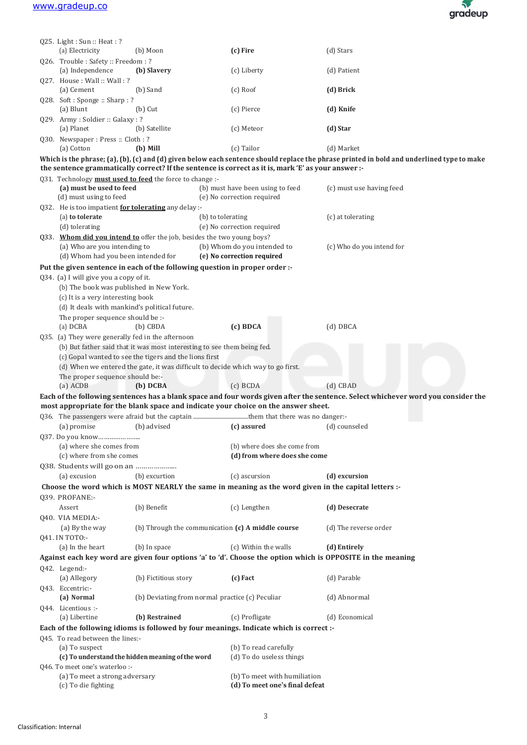Q25. Light : Sun :: Heat : ?

(a) Electricity (b) Moon **(c) Fire** (d) Stars

Q26. Trouble : Safety :: Freedom : ?

(a) Independence **(b) Slavery** (c) Liberty (d) Patient

Q27. House : Wall :: Wall : ?

(a) Cement (b) Sand (c) Roof **(d) Brick**

Q28. Soft : Sponge :: Sharp : ?

(a) Blunt (b) Cut (c) Pierce **(d) Knife**

Q29. Army : Soldier :: Galaxy : ?

(a) Planet (b) Satellite (c) Meteor **(d) Star**

Q30. Newspaper : Press :: Cloth : ?

(a) Cotton **(b) Mill** (c) Tailor (d) Market

**Which is the phrase; (a), (b), (c) and (d) given below each sentence should replace the phrase printed in bold and underlined type to make the sentence grammatically correct? If the sentence is correct as it is, mark 'E' as your answer :-**

Q31. Technology **<u>must used to feed</u>** the force to change :-

**(a) must be used to feed** (b) must have been using to feed (c) must use having feed
(d) must using to feed (e) No correction required

Q32. He is too impatient **<u>for tolerating</u>** any delay :-

**(a) to tolerate** (b) to tolerating (c) at tolerating
(d) tolerating (e) No correction required

Q33. **<u>Whom did you intend to</u>** offer the job, besides the two young boys?

(a) Who are you intending to (b) Whom do you intended to (c) Who do you intend for
(d) Whom had you been intended for **(e) No correction required**

**Put the given sentence in each of the following question in proper order :-**

Q34. (a) I will give you a copy of it.

(b) The book was published in New York.
(c) It is a very interesting book
(d) It deals with mankind's political future.

The proper sequence should be :-

(a) DCBA (b) CBDA **(c) BDCA** (d) DBCA

Q35. (a) They were generally fed in the afternoon

(b) But father said that it was most interesting to see them being fed.
(c) Gopal wanted to see the tigers and the lions first
(d) When we entered the gate, it was difficult to decide which way to go first.

The proper sequence should be:-

(a) ACDB **(b) DCBA** (c) BCDA (d) CBAD

**Each of the following sentences has a blank space and four words given after the sentence. Select whichever word you consider the most appropriate for the blank space and indicate your choice on the answer sheet.**

Q36. The passengers were afraid but the captain ....................................them that there was no danger:-

(a) promise (b) advised **(c) assured** (d) counseled

Q37. Do you know.…………………

(a) where she comes from (b) where does she come from
(c) where from she comes **(d) from where does she come**

Q38. Students will go on an ………………..

(a) excusion (b) excurtion (c) ascursion **(d) excursion**

**Choose the word which is MOST NEARLY the same in meaning as the word given in the capital letters :-**

Q39. PROFANE:-

Assert (b) Benefit (c) Lengthen **(d) Desecrate**

Q40. VIA MEDIA:-

(a) By the way (b) Through the communication **(c) A middle course** (d) The reverse order

Q41. IN TOTO:-

(a) In the heart (b) In space (c) Within the walls **(d) Entirely**

**Against each key word are given four options 'a' to 'd'. Choose the option which is OPPOSITE in the meaning**

Q42. Legend:-

(a) Allegory (b) Fictitious story **(c) Fact** (d) Parable

Q43. Eccentric:-

**(a) Normal** (b) Deviating from normal practice (c) Peculiar (d) Abnormal

Q44. Licentious :-

(a) Libertine **(b) Restrained** (c) Profligate (d) Economical

**Each of the following idioms is followed by four meanings. Indicate which is correct :-**

Q45. To read between the lines:-

(a) To suspect (b) To read carefully
**(c) To understand the hidden meaning of the word** (d) To do useless things

Q46. To meet one's waterloo :-

(a) To meet a strong adversary (b) To meet with humiliation
(c) To die fighting **(d) To meet one's final defeat**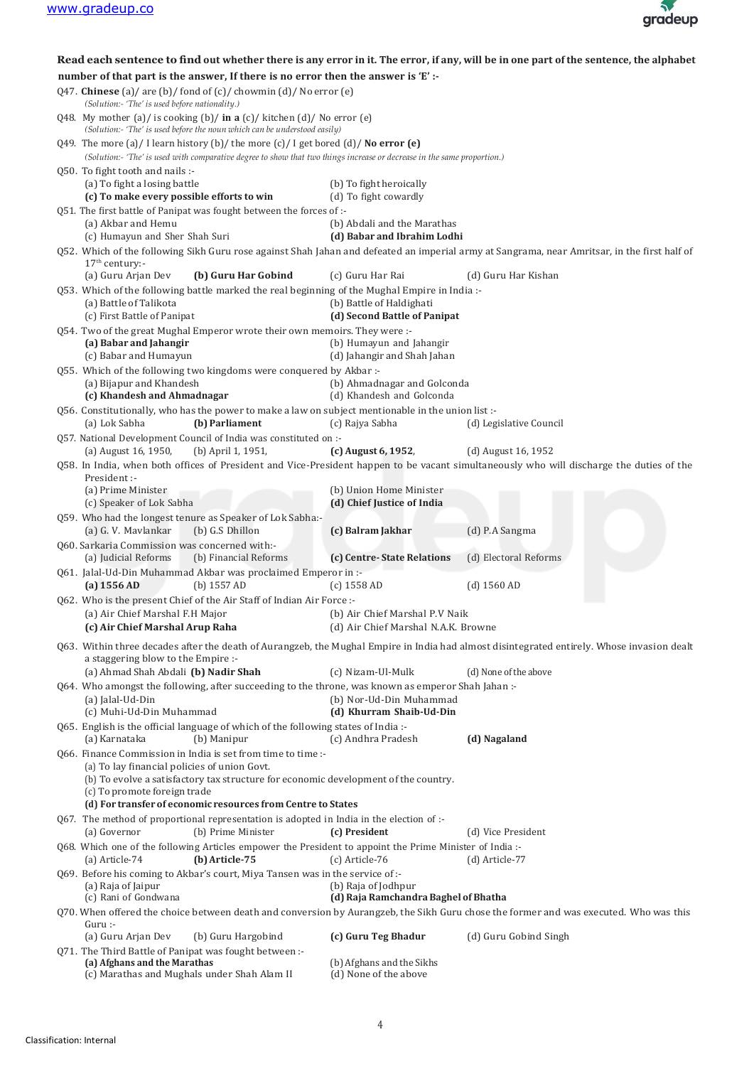**Read each sentence to find out whether there is any error in it. The error, if any, will be in one part of the sentence, the alphabet number of that part is the answer, If there is no error then the answer is 'E' :-**

Q47. **Chinese** (a)/ are (b)/ fond of (c)/ chowmin (d)/ No error (e)
*(Solution:- 'The' is used before nationality.)*

Q48. My mother (a)/ is cooking (b)/ **in a** (c)/ kitchen (d)/ No error (e)
*(Solution:- 'The' is used before the noun which can be understood easily)*

Q49. The more (a)/ I learn history (b)/ the more (c)/ I get bored (d)/ **No error (e)**
*(Solution:- 'The' is used with comparative degree to show that two things increase or decrease in the same proportion.)*

Q50. To fight tooth and nails :-
(a) To fight a losing battle
(b) To fight heroically
**(c) To make every possible efforts to win**
(d) To fight cowardly

Q51. The first battle of Panipat was fought between the forces of :-
(a) Akbar and Hemu
(b) Abdali and the Marathas
(c) Humayun and Sher Shah Suri
**(d) Babar and Ibrahim Lodhi**

Q52. Which of the following Sikh Guru rose against Shah Jahan and defeated an imperial army at Sangrama, near Amritsar, in the first half of 17th century:-
(a) Guru Arjan Dev
**(b) Guru Har Gobind**
(c) Guru Har Rai
(d) Guru Har Kishan

Q53. Which of the following battle marked the real beginning of the Mughal Empire in India :-
(a) Battle of Talikota
(b) Battle of Haldighati
(c) First Battle of Panipat
**(d) Second Battle of Panipat**

Q54. Two of the great Mughal Emperor wrote their own memoirs. They were :-
**(a) Babar and Jahangir**
(b) Humayun and Jahangir
(c) Babar and Humayun
(d) Jahangir and Shah Jahan

Q55. Which of the following two kingdoms were conquered by Akbar :-
(a) Bijapur and Khandesh
(b) Ahmadnagar and Golconda
**(c) Khandesh and Ahmadnagar**
(d) Khandesh and Golconda

Q56. Constitutionally, who has the power to make a law on subject mentionable in the union list :-
(a) Lok Sabha
**(b) Parliament**
(c) Rajya Sabha
(d) Legislative Council

Q57. National Development Council of India was constituted on :-
(a) August 16, 1950,
(b) April 1, 1951,
**(c) August 6, 1952**,
(d) August 16, 1952

Q58. In India, when both offices of President and Vice-President happen to be vacant simultaneously who will discharge the duties of the President :-
(a) Prime Minister
(b) Union Home Minister
(c) Speaker of Lok Sabha
**(d) Chief Justice of India**

Q59. Who had the longest tenure as Speaker of Lok Sabha:-
(a) G. V. Mavlankar
(b) G.S Dhillon
**(c) Balram Jakhar**
(d) P.A Sangma

Q60. Sarkaria Commission was concerned with:-
(a) Judicial Reforms
(b) Financial Reforms
**(c) Centre- State Relations**
(d) Electoral Reforms

Q61. Jalal-Ud-Din Muhammad Akbar was proclaimed Emperor in :-
**(a) 1556 AD**
(b) 1557 AD
(c) 1558 AD
(d) 1560 AD

Q62. Who is the present Chief of the Air Staff of Indian Air Force :-
(a) Air Chief Marshal F.H Major
(b) Air Chief Marshal P.V Naik
**(c) Air Chief Marshal Arup Raha**
(d) Air Chief Marshal N.A.K. Browne

Q63. Within three decades after the death of Aurangzeb, the Mughal Empire in India had almost disintegrated entirely. Whose invasion dealt a staggering blow to the Empire :-
(a) Ahmad Shah Abdali
**(b) Nadir Shah**
(c) Nizam-Ul-Mulk
(d) None of the above

Q64. Who amongst the following, after succeeding to the throne, was known as emperor Shah Jahan :-
(a) Jalal-Ud-Din
(b) Nor-Ud-Din Muhammad
(c) Muhi-Ud-Din Muhammad
**(d) Khurram Shaib-Ud-Din**

Q65. English is the official language of which of the following states of India :-
(a) Karnataka
(b) Manipur
(c) Andhra Pradesh
**(d) Nagaland**

Q66. Finance Commission in India is set from time to time :-
(a) To lay financial policies of union Govt.
(b) To evolve a satisfactory tax structure for economic development of the country.
(c) To promote foreign trade
**(d) For transfer of economic resources from Centre to States**

Q67. The method of proportional representation is adopted in India in the election of :-
(a) Governor
(b) Prime Minister
**(c) President**
(d) Vice President

Q68. Which one of the following Articles empower the President to appoint the Prime Minister of India :-
(a) Article-74
**(b) Article-75**
(c) Article-76
(d) Article-77

Q69. Before his coming to Akbar's court, Miya Tansen was in the service of :-
(a) Raja of Jaipur
(b) Raja of Jodhpur
(c) Rani of Gondwana
**(d) Raja Ramchandra Baghel of Bhatha**

Q70. When offered the choice between death and conversion by Aurangzeb, the Sikh Guru chose the former and was executed. Who was this Guru :-
(a) Guru Arjan Dev
(b) Guru Hargobind
**(c) Guru Teg Bhadur**
(d) Guru Gobind Singh

Q71. The Third Battle of Panipat was fought between :-
**(a) Afghans and the Marathas**
(b) Afghans and the Sikhs
(c) Marathas and Mughals under Shah Alam II
(d) None of the above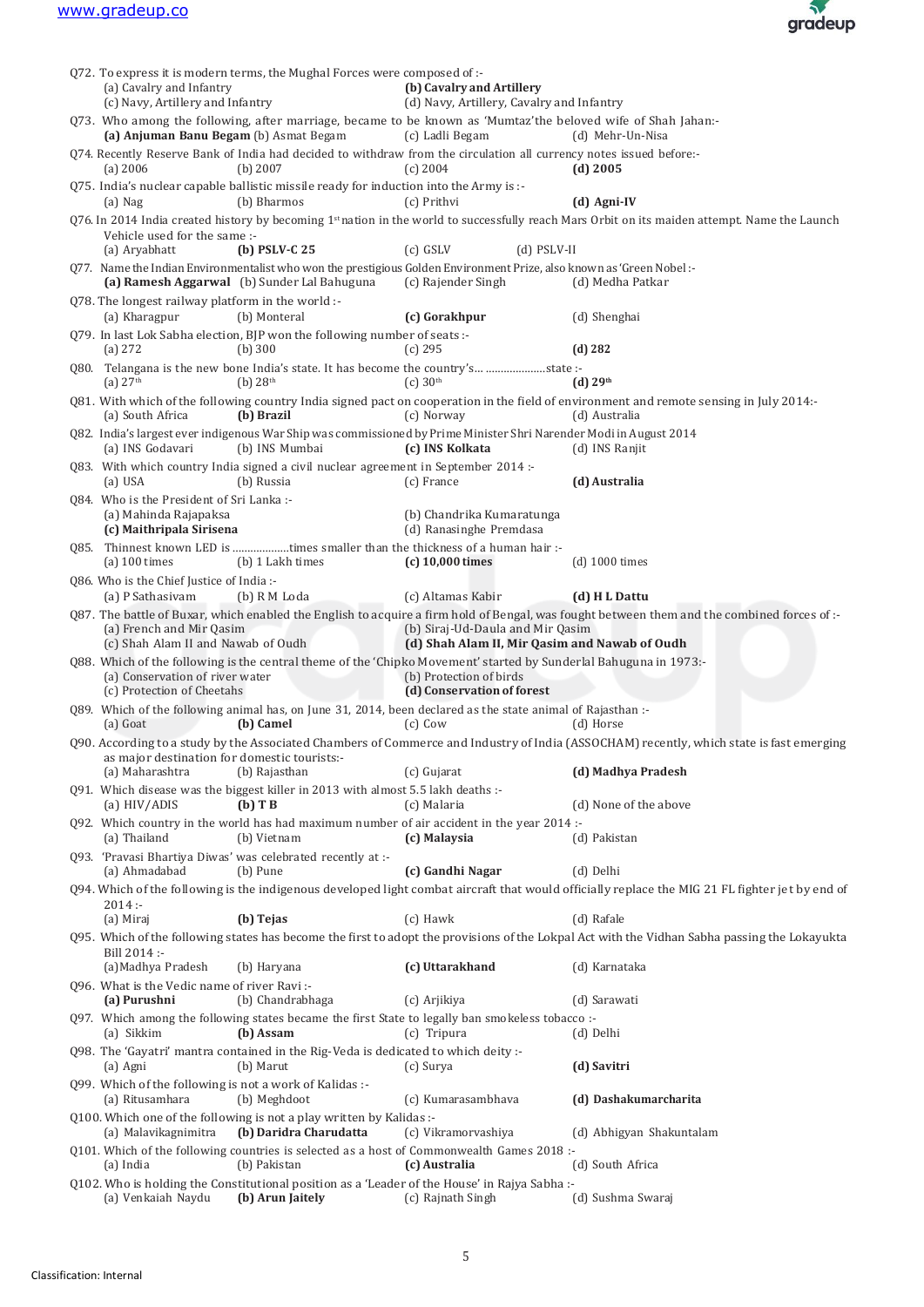Q72. To express it is modern terms, the Mughal Forces were composed of :-
(a) Cavalry and Infantry
**(b) Cavalry and Artillery**
(c) Navy, Artillery and Infantry
(d) Navy, Artillery, Cavalry and Infantry

Q73. Who among the following, after marriage, became to be known as 'Mumtaz'the beloved wife of Shah Jahan:-
**(a) Anjuman Banu Begam** (b) Asmat Begam (c) Ladli Begam (d) Mehr-Un-Nisa

Q74. Recently Reserve Bank of India had decided to withdraw from the circulation all currency notes issued before:-
(a) 2006 (b) 2007 (c) 2004 **(d) 2005**

Q75. India's nuclear capable ballistic missile ready for induction into the Army is :-
(a) Nag (b) Bharmos (c) Prithvi **(d) Agni-IV**

Q76. In 2014 India created history by becoming 1st nation in the world to successfully reach Mars Orbit on its maiden attempt. Name the Launch Vehicle used for the same :-
(a) Aryabhatt **(b) PSLV-C 25** (c) GSLV (d) PSLV-II

Q77. Name the Indian Environmentalist who won the prestigious Golden Environment Prize, also known as 'Green Nobel :-
**(a) Ramesh Aggarwal** (b) Sunder Lal Bahuguna (c) Rajender Singh (d) Medha Patkar

Q78. The longest railway platform in the world :-
(a) Kharagpur (b) Monteral **(c) Gorakhpur** (d) Shenghai

Q79. In last Lok Sabha election, BJP won the following number of seats :-
(a) 272 (b) 300 (c) 295 **(d) 282**

Q80. Telangana is the new bone India's state. It has become the country's… ………………..state :-
(a) 27th (b) 28th (c) 30th **(d) 29th**

Q81. With which of the following country India signed pact on cooperation in the field of environment and remote sensing in July 2014:-
(a) South Africa **(b) Brazil** (c) Norway (d) Australia

Q82. India's largest ever indigenous War Ship was commissioned by Prime Minister Shri Narender Modi in August 2014
(a) INS Godavari (b) INS Mumbai **(c) INS Kolkata** (d) INS Ranjit

Q83. With which country India signed a civil nuclear agreement in September 2014 :-
(a) USA (b) Russia (c) France **(d) Australia**

Q84. Who is the President of Sri Lanka :-
(a) Mahinda Rajapaksa
(b) Chandrika Kumaratunga
**(c) Maithripala Sirisena**
(d) Ranasinghe Premdasa

Q85. Thinnest known LED is ………………times smaller than the thickness of a human hair :-
(a) 100 times (b) 1 Lakh times **(c) 10,000 times** (d) 1000 times

Q86. Who is the Chief Justice of India :-
(a) P Sathasivam (b) R M Loda (c) Altamas Kabir **(d) H L Dattu**

Q87. The battle of Buxar, which enabled the English to acquire a firm hold of Bengal, was fought between them and the combined forces of :-
(a) French and Mir Qasim
(b) Siraj-Ud-Daula and Mir Qasim
(c) Shah Alam II and Nawab of Oudh
**(d) Shah Alam II, Mir Qasim and Nawab of Oudh**

Q88. Which of the following is the central theme of the 'Chipko Movement' started by Sunderlal Bahuguna in 1973:-
(a) Conservation of river water
(b) Protection of birds
(c) Protection of Cheetahs
**(d) Conservation of forest**

Q89. Which of the following animal has, on June 31, 2014, been declared as the state animal of Rajasthan :-
(a) Goat **(b) Camel** (c) Cow (d) Horse

Q90. According to a study by the Associated Chambers of Commerce and Industry of India (ASSOCHAM) recently, which state is fast emerging as major destination for domestic tourists:-
(a) Maharashtra (b) Rajasthan (c) Gujarat **(d) Madhya Pradesh**

Q91. Which disease was the biggest killer in 2013 with almost 5.5 lakh deaths :-
(a) HIV/ADIS **(b) T B** (c) Malaria (d) None of the above

Q92. Which country in the world has had maximum number of air accident in the year 2014 :-
(a) Thailand (b) Vietnam **(c) Malaysia** (d) Pakistan

Q93. 'Pravasi Bhartiya Diwas' was celebrated recently at :-
(a) Ahmadabad (b) Pune **(c) Gandhi Nagar** (d) Delhi

Q94. Which of the following is the indigenous developed light combat aircraft that would officially replace the MIG 21 FL fighter jet by end of 2014 :-
(a) Miraj **(b) Tejas** (c) Hawk (d) Rafale

Q95. Which of the following states has become the first to adopt the provisions of the Lokpal Act with the Vidhan Sabha passing the Lokayukta Bill 2014 :-
(a) Madhya Pradesh (b) Haryana **(c) Uttarakhand** (d) Karnataka

Q96. What is the Vedic name of river Ravi :-
**(a) Purushni** (b) Chandrabhaga (c) Arjikiya (d) Sarawati

Q97. Which among the following states became the first State to legally ban smokeless tobacco :-
(a) Sikkim **(b) Assam** (c) Tripura (d) Delhi

Q98. The 'Gayatri' mantra contained in the Rig-Veda is dedicated to which deity :-
(a) Agni (b) Marut (c) Surya **(d) Savitri**

Q99. Which of the following is not a work of Kalidas :-
(a) Ritusamhara (b) Meghdoot (c) Kumarasambhava **(d) Dashakumarcharita**

Q100. Which one of the following is not a play written by Kalidas :-
(a) Malavikagnimitra **(b) Daridra Charudatta** (c) Vikramorvashiya (d) Abhigyan Shakuntalam

Q101. Which of the following countries is selected as a host of Commonwealth Games 2018 :-
(a) India (b) Pakistan **(c) Australia** (d) South Africa

Q102. Who is holding the Constitutional position as a 'Leader of the House' in Rajya Sabha :-
(a) Venkaiah Naydu **(b) Arun Jaitely** (c) Rajnath Singh (d) Sushma Swaraj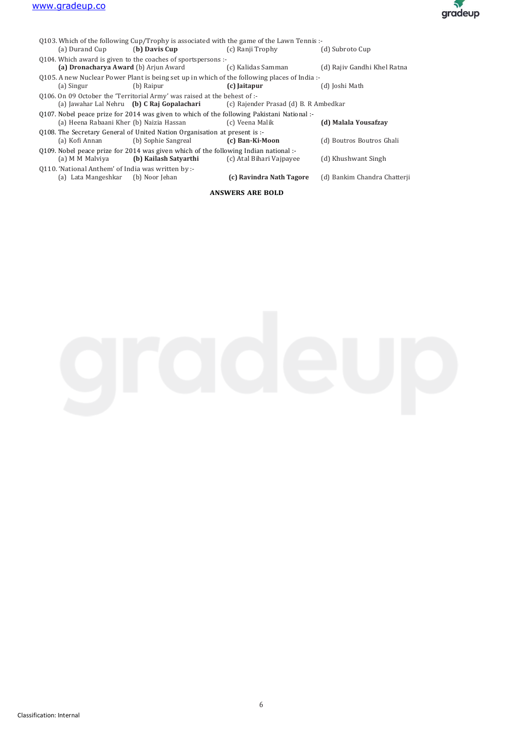Q103. Which of the following Cup/Trophy is associated with the game of the Lawn Tennis :-
(a) Durand Cup (**b) Davis Cup** (c) Ranji Trophy (d) Subroto Cup

Q104. Which award is given to the coaches of sportspersons :-
**(a) Dronacharya Award** (b) Arjun Award (c) Kalidas Samman (d) Rajiv Gandhi Khel Ratna

Q105. A new Nuclear Power Plant is being set up in which of the following places of India :-
(a) Singur (b) Raipur **(c) Jaitapur** (d) Joshi Math

Q106. On 09 October the 'Territorial Army' was raised at the behest of :-
(a) Jawahar Lal Nehru **(b) C Raj Gopalachari** (c) Rajender Prasad (d) B. R Ambedkar

Q107. Nobel peace prize for 2014 was given to which of the following Pakistani National :-
(a) Heena Rabaani Kher (b) Naizia Hassan (c) Veena Malik **(d) Malala Yousafzay**

Q108. The Secretary General of United Nation Organisation at present is :-
(a) Kofi Annan (b) Sophie Sangreal **(c) Ban-Ki-Moon** (d) Boutros Boutros Ghali

Q109. Nobel peace prize for 2014 was given which of the following Indian national :-
(a) M M Malviya **(b) Kailash Satyarthi** (c) Atal Bihari Vajpayee (d) Khushwant Singh

Q110. 'National Anthem' of India was written by :-
(a) Lata Mangeshkar (b) Noor Jehan **(c) Ravindra Nath Tagore** (d) Bankim Chandra Chatterji

**ANSWERS ARE BOLD**